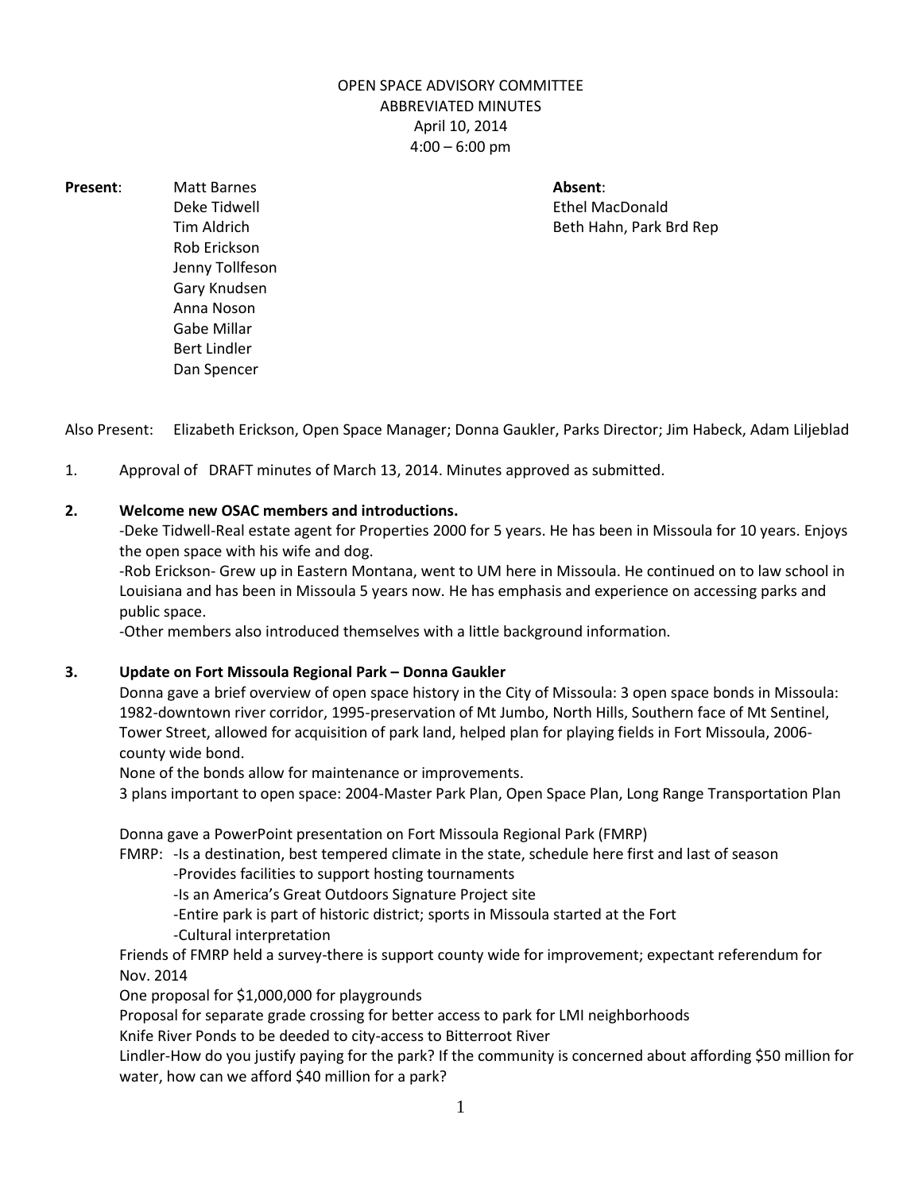OPEN SPACE ADVISORY COMMITTEE
ABBREVIATED MINUTES
April 10, 2014
4:00 – 6:00 pm

**Present**:
Matt Barnes
Deke Tidwell
Tim Aldrich
Rob Erickson
Jenny Tollfeson
Gary Knudsen
Anna Noson
Gabe Millar
Bert Lindler
Dan Spencer

**Absent**:
Ethel MacDonald
Beth Hahn, Park Brd Rep

Also Present: Elizabeth Erickson, Open Space Manager; Donna Gaukler, Parks Director; Jim Habeck, Adam Liljeblad

1. Approval of DRAFT minutes of March 13, 2014. Minutes approved as submitted.

**2. Welcome new OSAC members and introductions.**

-Deke Tidwell-Real estate agent for Properties 2000 for 5 years. He has been in Missoula for 10 years. Enjoys the open space with his wife and dog.

-Rob Erickson- Grew up in Eastern Montana, went to UM here in Missoula. He continued on to law school in Louisiana and has been in Missoula 5 years now. He has emphasis and experience on accessing parks and public space.

-Other members also introduced themselves with a little background information.

**3. Update on Fort Missoula Regional Park – Donna Gaukler**

Donna gave a brief overview of open space history in the City of Missoula: 3 open space bonds in Missoula: 1982-downtown river corridor, 1995-preservation of Mt Jumbo, North Hills, Southern face of Mt Sentinel, Tower Street, allowed for acquisition of park land, helped plan for playing fields in Fort Missoula, 2006-county wide bond.

None of the bonds allow for maintenance or improvements.

3 plans important to open space: 2004-Master Park Plan, Open Space Plan, Long Range Transportation Plan

Donna gave a PowerPoint presentation on Fort Missoula Regional Park (FMRP)

FMRP:
- Is a destination, best tempered climate in the state, schedule here first and last of season
- Provides facilities to support hosting tournaments
- Is an America's Great Outdoors Signature Project site
- Entire park is part of historic district; sports in Missoula started at the Fort
- Cultural interpretation

Friends of FMRP held a survey-there is support county wide for improvement; expectant referendum for Nov. 2014

One proposal for $1,000,000 for playgrounds

Proposal for separate grade crossing for better access to park for LMI neighborhoods

Knife River Ponds to be deeded to city-access to Bitterroot River

Lindler-How do you justify paying for the park? If the community is concerned about affording $50 million for water, how can we afford $40 million for a park?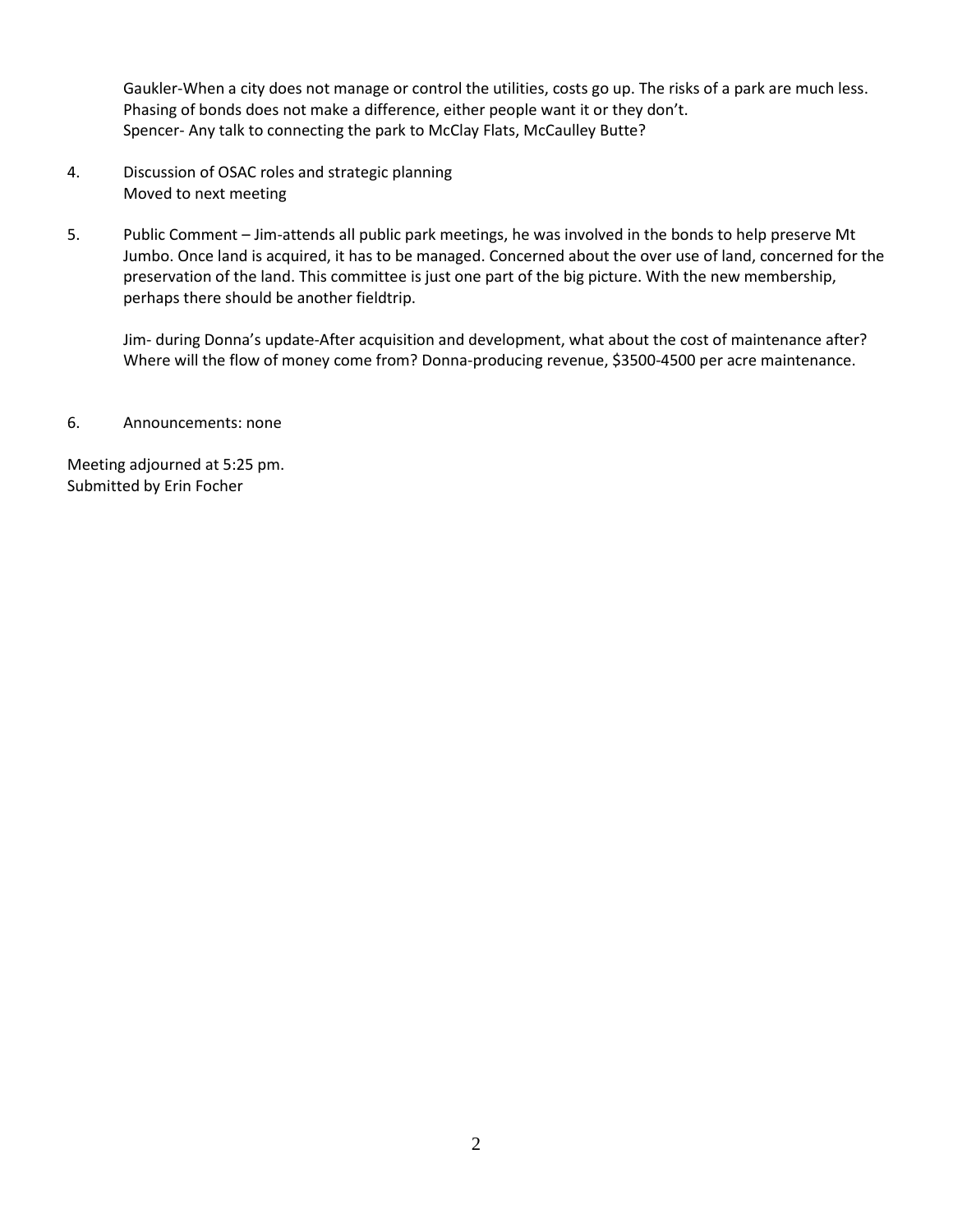Gaukler-When a city does not manage or control the utilities, costs go up. The risks of a park are much less. Phasing of bonds does not make a difference, either people want it or they don't.
Spencer- Any talk to connecting the park to McClay Flats, McCaulley Butte?

4. Discussion of OSAC roles and strategic planning
   Moved to next meeting

5. Public Comment – Jim-attends all public park meetings, he was involved in the bonds to help preserve Mt Jumbo. Once land is acquired, it has to be managed. Concerned about the over use of land, concerned for the preservation of the land. This committee is just one part of the big picture. With the new membership, perhaps there should be another fieldtrip.

   Jim- during Donna's update-After acquisition and development, what about the cost of maintenance after? Where will the flow of money come from? Donna-producing revenue, $3500-4500 per acre maintenance.

6. Announcements: none

Meeting adjourned at 5:25 pm.
Submitted by Erin Focher